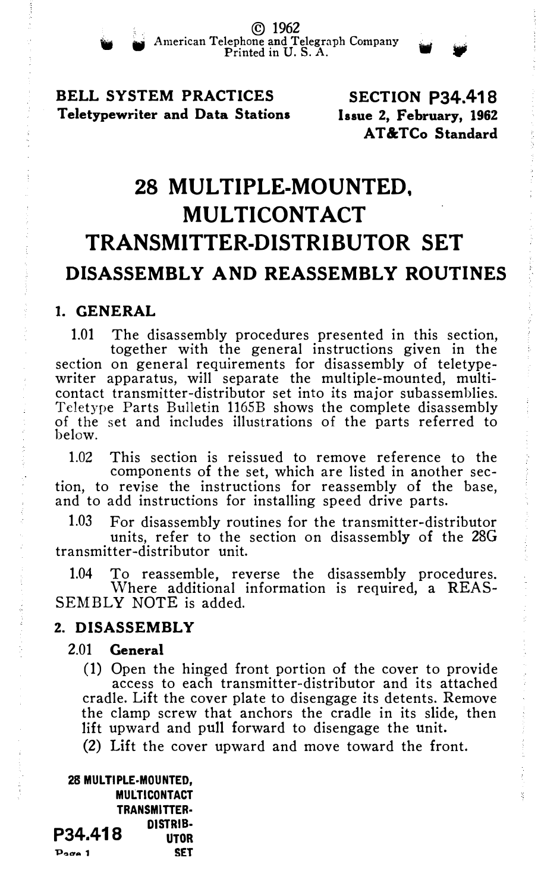© 1962
American Telephone and Telegraph Company
Printed in U. S. A.

**BELL SYSTEM PRACTICES**
**Teletypewriter and Data Stations**

**SECTION P34.418**
**Issue 2, February, 1962**
**AT&TCo Standard**

# 28 MULTIPLE-MOUNTED, MULTICONTACT TRANSMITTER-DISTRIBUTOR SET

## DISASSEMBLY AND REASSEMBLY ROUTINES

### 1. GENERAL

1.01 The disassembly procedures presented in this section, together with the general instructions given in the section on general requirements for disassembly of teletypewriter apparatus, will separate the multiple-mounted, multicontact transmitter-distributor set into its major subassemblies. Teletype Parts Bulletin 1165B shows the complete disassembly of the set and includes illustrations of the parts referred to below.

1.02 This section is reissued to remove reference to the components of the set, which are listed in another section, to revise the instructions for reassembly of the base, and to add instructions for installing speed drive parts.

1.03 For disassembly routines for the transmitter-distributor units, refer to the section on disassembly of the 28G transmitter-distributor unit.

1.04 To reassemble, reverse the disassembly procedures. Where additional information is required, a REASSEMBLY NOTE is added.

### 2. DISASSEMBLY

2.01 **General**

(1) Open the hinged front portion of the cover to provide access to each transmitter-distributor and its attached cradle. Lift the cover plate to disengage its detents. Remove the clamp screw that anchors the cradle in its slide, then lift upward and pull forward to disengage the unit.

(2) Lift the cover upward and move toward the front.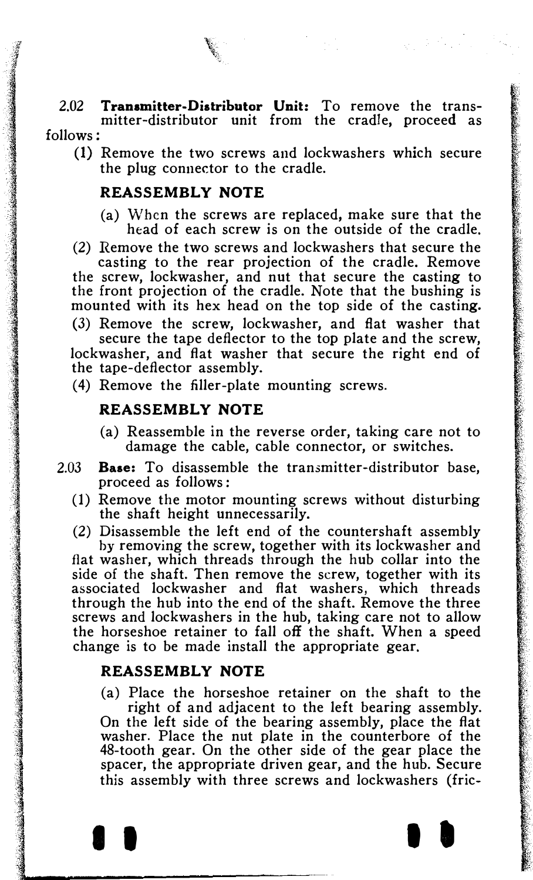2.02 **Transmitter-Distributor Unit:** To remove the transmitter-distributor unit from the cradle, proceed as follows:

(1) Remove the two screws and lockwashers which secure the plug connector to the cradle.

### REASSEMBLY NOTE

(a) When the screws are replaced, make sure that the head of each screw is on the outside of the cradle.

(2) Remove the two screws and lockwashers that secure the casting to the rear projection of the cradle. Remove the screw, lockwasher, and nut that secure the casting to the front projection of the cradle. Note that the bushing is mounted with its hex head on the top side of the casting.

(3) Remove the screw, lockwasher, and flat washer that secure the tape deflector to the top plate and the screw, lockwasher, and flat washer that secure the right end of the tape-deflector assembly.

(4) Remove the filler-plate mounting screws.

### REASSEMBLY NOTE

(a) Reassemble in the reverse order, taking care not to damage the cable, cable connector, or switches.

2.03 **Base:** To disassemble the transmitter-distributor base, proceed as follows:

(1) Remove the motor mounting screws without disturbing the shaft height unnecessarily.

(2) Disassemble the left end of the countershaft assembly by removing the screw, together with its lockwasher and flat washer, which threads through the hub collar into the side of the shaft. Then remove the screw, together with its associated lockwasher and flat washers, which threads through the hub into the end of the shaft. Remove the three screws and lockwashers in the hub, taking care not to allow the horseshoe retainer to fall off the shaft. When a speed change is to be made install the appropriate gear.

### REASSEMBLY NOTE

(a) Place the horseshoe retainer on the shaft to the right of and adjacent to the left bearing assembly. On the left side of the bearing assembly, place the flat washer. Place the nut plate in the counterbore of the 48-tooth gear. On the other side of the gear place the spacer, the appropriate driven gear, and the hub. Secure this assembly with three screws and lockwashers (fric-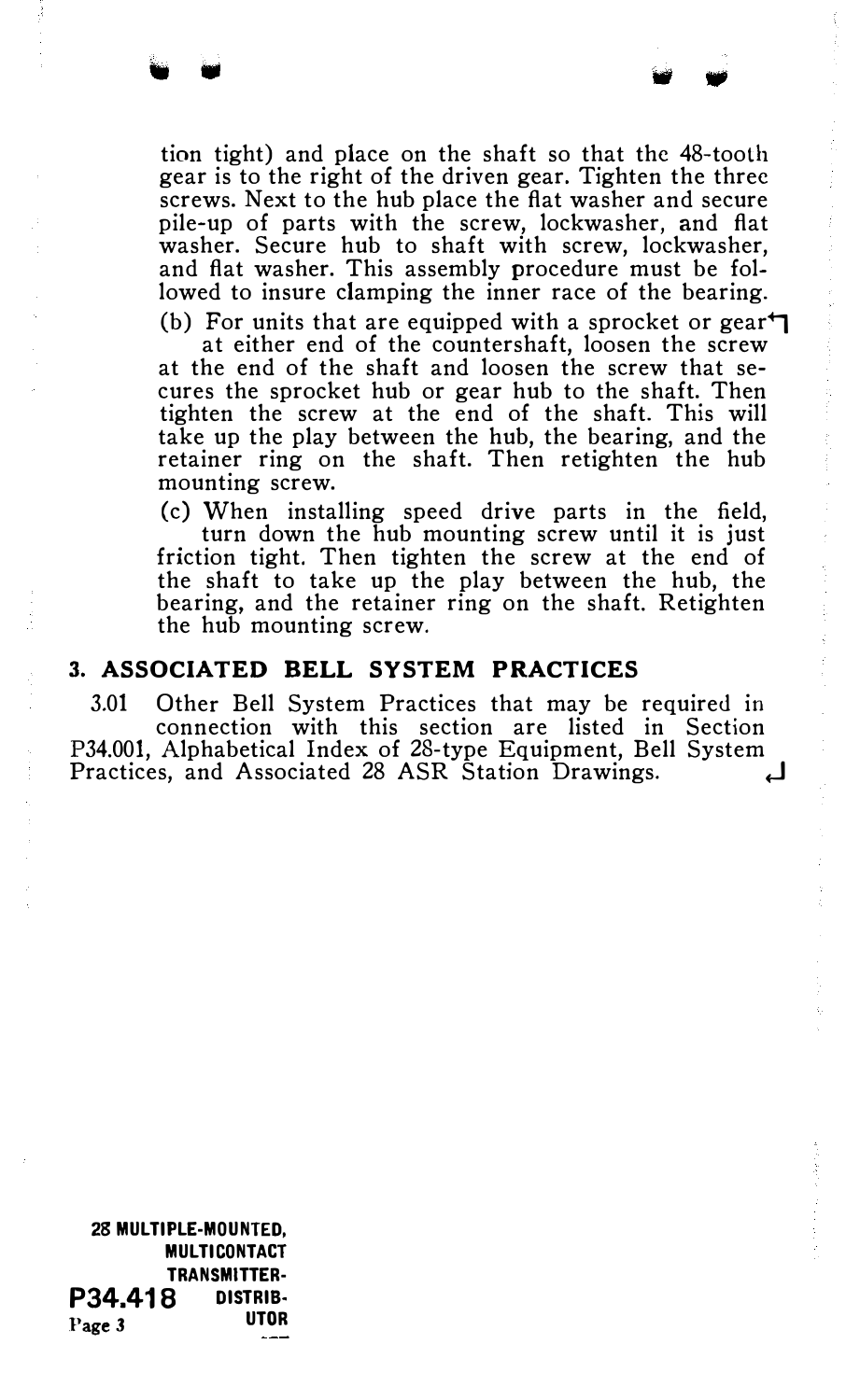tion tight) and place on the shaft so that the 48-tooth gear is to the right of the driven gear. Tighten the three screws. Next to the hub place the flat washer and secure pile-up of parts with the screw, lockwasher, and flat washer. Secure hub to shaft with screw, lockwasher, and flat washer. This assembly procedure must be followed to insure clamping the inner race of the bearing.

(b) For units that are equipped with a sprocket or gear at either end of the countershaft, loosen the screw at the end of the shaft and loosen the screw that secures the sprocket hub or gear hub to the shaft. Then tighten the screw at the end of the shaft. This will take up the play between the hub, the bearing, and the retainer ring on the shaft. Then retighten the hub mounting screw.

(c) When installing speed drive parts in the field, turn down the hub mounting screw until it is just friction tight. Then tighten the screw at the end of the shaft to take up the play between the hub, the bearing, and the retainer ring on the shaft. Retighten the hub mounting screw.

## 3. ASSOCIATED BELL SYSTEM PRACTICES

3.01 Other Bell System Practices that may be required in connection with this section are listed in Section P34.001, Alphabetical Index of 28-type Equipment, Bell System Practices, and Associated 28 ASR Station Drawings.